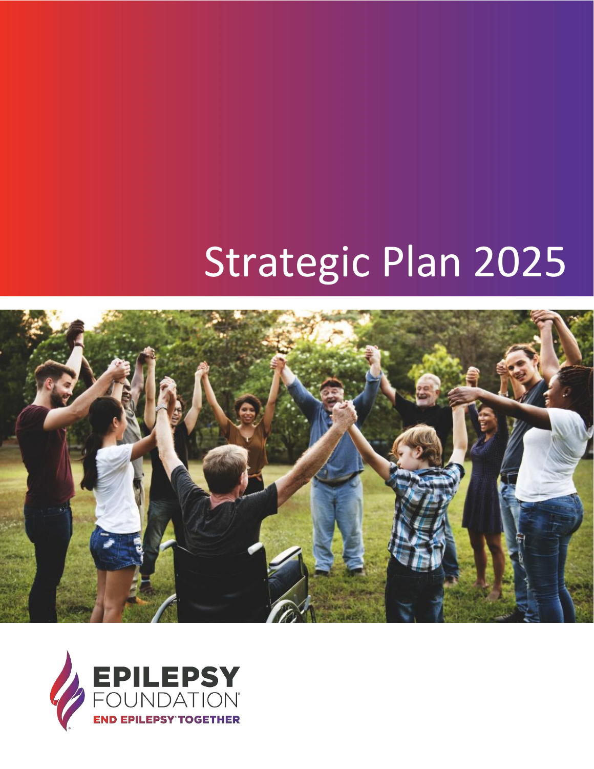# Strategic Plan 2025

EPILEPSY FOUNDATION

END EPILEPSY® TOGETHER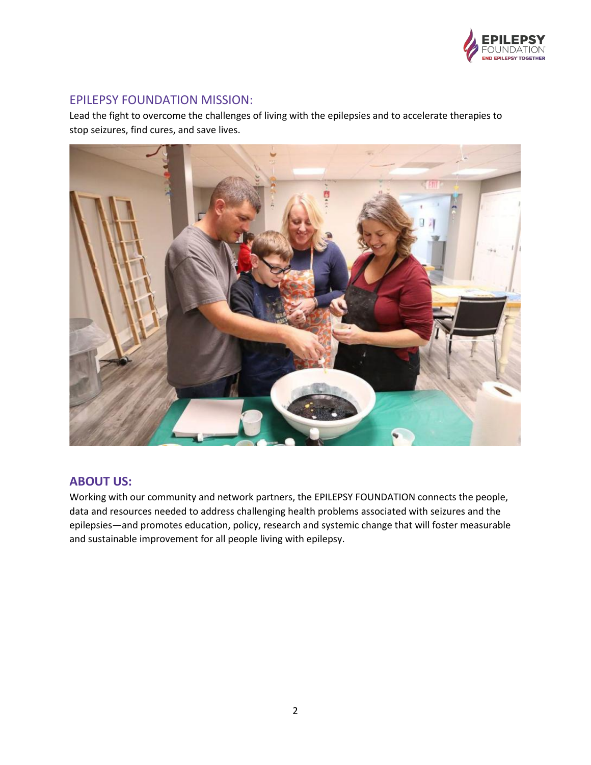## EPILEPSY FOUNDATION MISSION:

Lead the fight to overcome the challenges of living with the epilepsies and to accelerate therapies to stop seizures, find cures, and save lives.

## ABOUT US:

Working with our community and network partners, the EPILEPSY FOUNDATION connects the people, data and resources needed to address challenging health problems associated with seizures and the epilepsies—and promotes education, policy, research and systemic change that will foster measurable and sustainable improvement for all people living with epilepsy.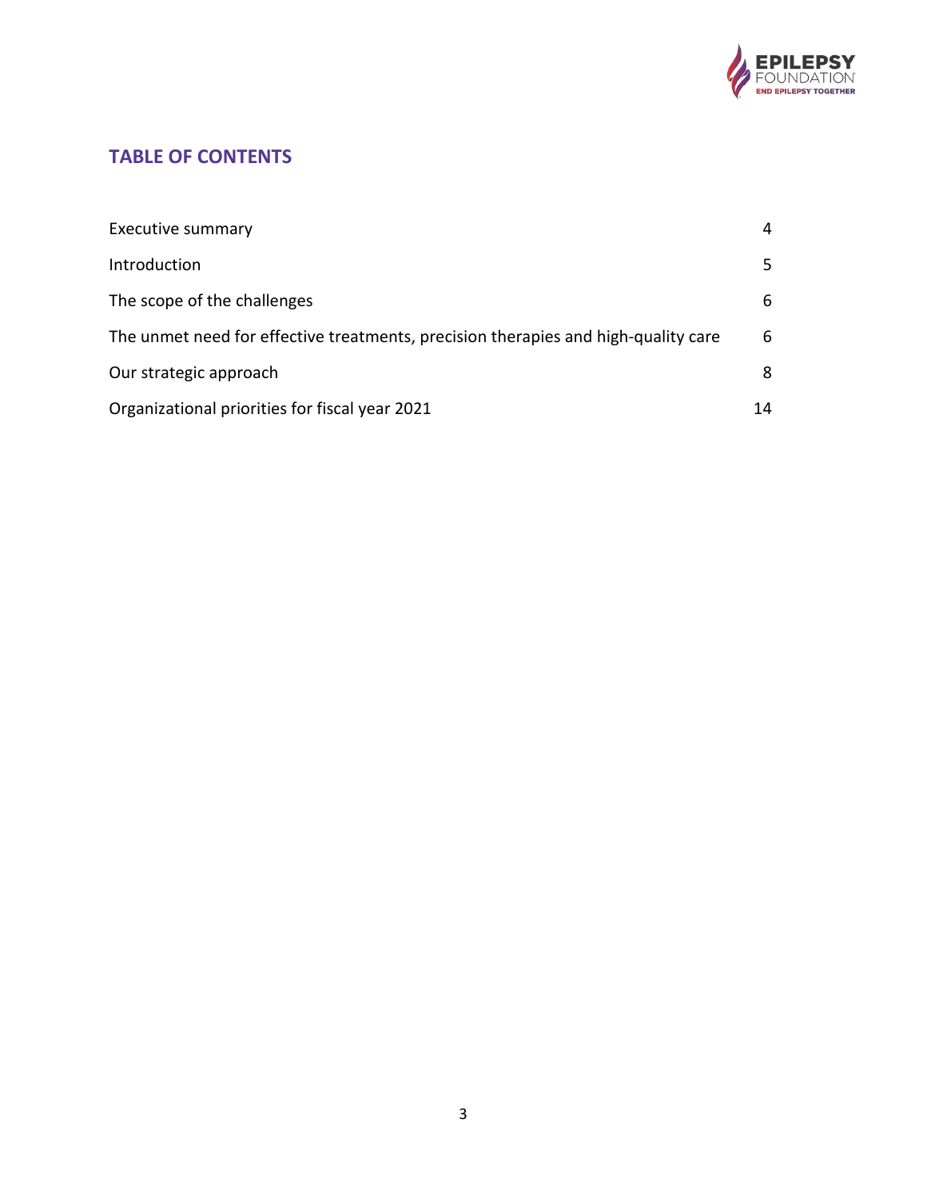## TABLE OF CONTENTS

| | |
|---|---|
| Executive summary | 4 |
| Introduction | 5 |
| The scope of the challenges | 6 |
| The unmet need for effective treatments, precision therapies and high-quality care | 6 |
| Our strategic approach | 8 |
| Organizational priorities for fiscal year 2021 | 14 |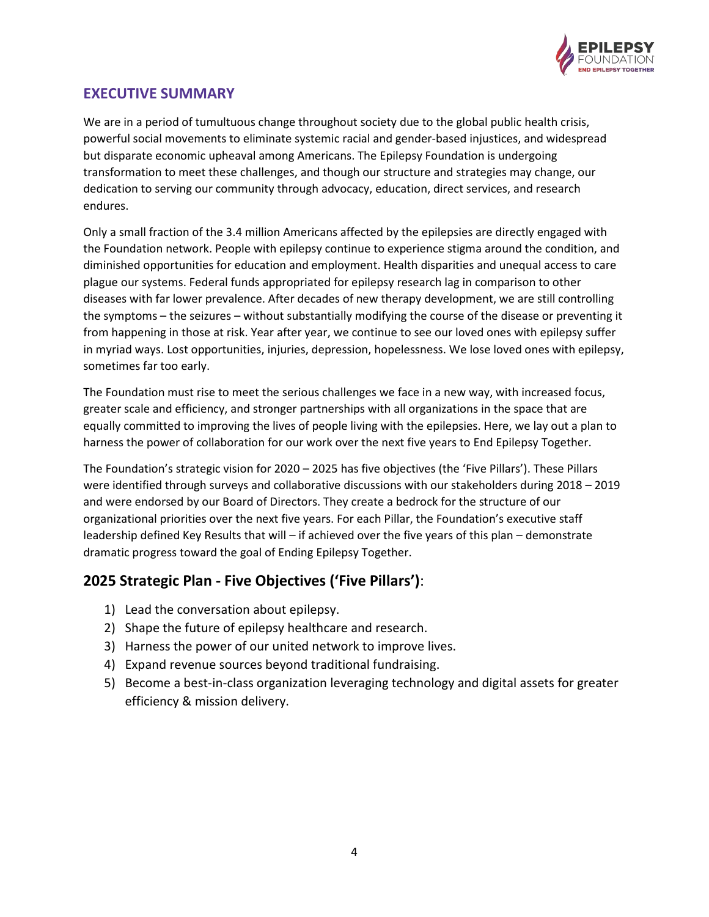## EXECUTIVE SUMMARY

We are in a period of tumultuous change throughout society due to the global public health crisis, powerful social movements to eliminate systemic racial and gender-based injustices, and widespread but disparate economic upheaval among Americans. The Epilepsy Foundation is undergoing transformation to meet these challenges, and though our structure and strategies may change, our dedication to serving our community through advocacy, education, direct services, and research endures.

Only a small fraction of the 3.4 million Americans affected by the epilepsies are directly engaged with the Foundation network. People with epilepsy continue to experience stigma around the condition, and diminished opportunities for education and employment. Health disparities and unequal access to care plague our systems. Federal funds appropriated for epilepsy research lag in comparison to other diseases with far lower prevalence. After decades of new therapy development, we are still controlling the symptoms – the seizures – without substantially modifying the course of the disease or preventing it from happening in those at risk. Year after year, we continue to see our loved ones with epilepsy suffer in myriad ways. Lost opportunities, injuries, depression, hopelessness. We lose loved ones with epilepsy, sometimes far too early.

The Foundation must rise to meet the serious challenges we face in a new way, with increased focus, greater scale and efficiency, and stronger partnerships with all organizations in the space that are equally committed to improving the lives of people living with the epilepsies. Here, we lay out a plan to harness the power of collaboration for our work over the next five years to End Epilepsy Together.

The Foundation's strategic vision for 2020 – 2025 has five objectives (the 'Five Pillars'). These Pillars were identified through surveys and collaborative discussions with our stakeholders during 2018 – 2019 and were endorsed by our Board of Directors. They create a bedrock for the structure of our organizational priorities over the next five years. For each Pillar, the Foundation's executive staff leadership defined Key Results that will – if achieved over the five years of this plan – demonstrate dramatic progress toward the goal of Ending Epilepsy Together.

## 2025 Strategic Plan - Five Objectives ('Five Pillars'):

1) Lead the conversation about epilepsy.
2) Shape the future of epilepsy healthcare and research.
3) Harness the power of our united network to improve lives.
4) Expand revenue sources beyond traditional fundraising.
5) Become a best-in-class organization leveraging technology and digital assets for greater efficiency & mission delivery.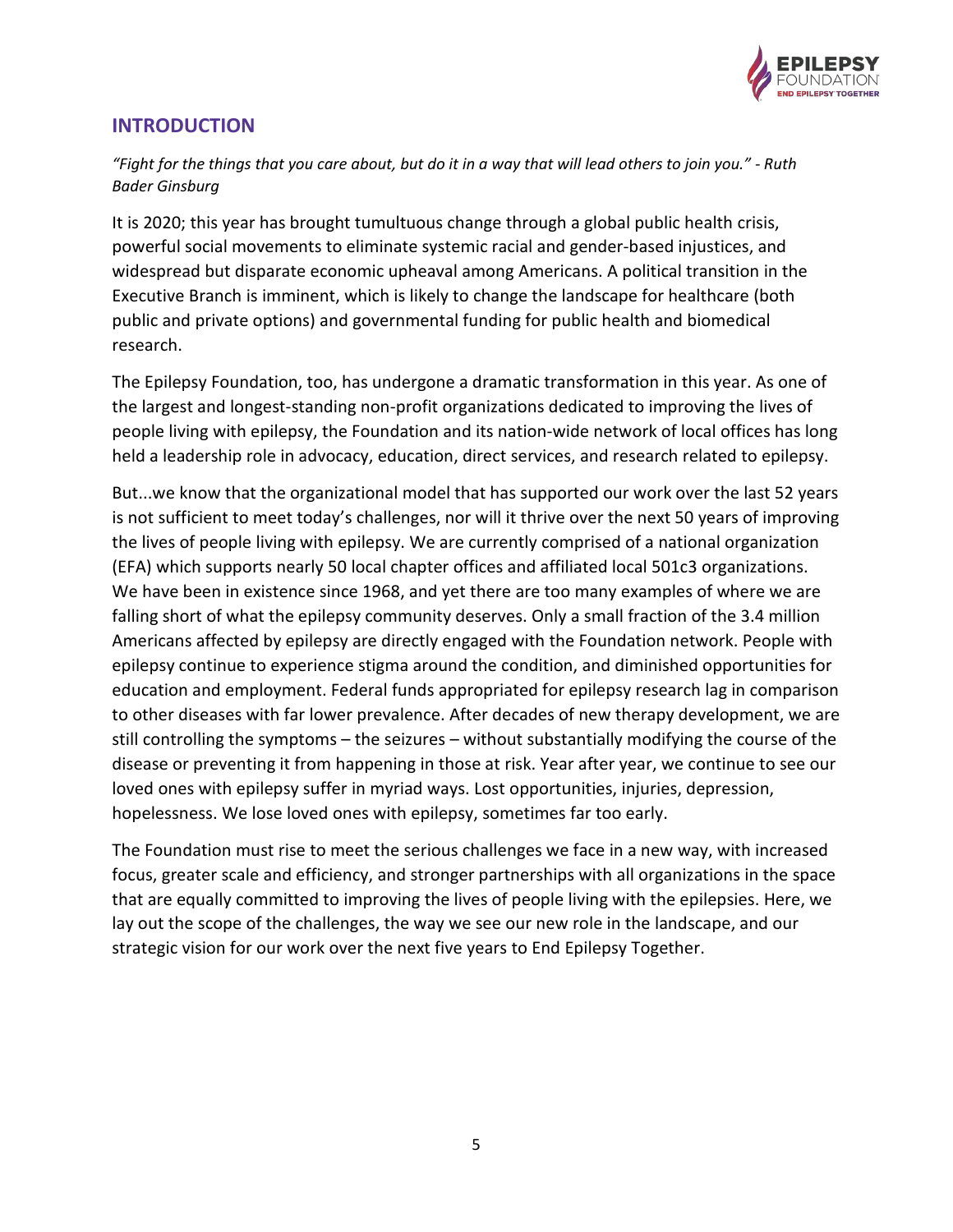## INTRODUCTION

*"Fight for the things that you care about, but do it in a way that will lead others to join you." - Ruth Bader Ginsburg*

It is 2020; this year has brought tumultuous change through a global public health crisis, powerful social movements to eliminate systemic racial and gender-based injustices, and widespread but disparate economic upheaval among Americans. A political transition in the Executive Branch is imminent, which is likely to change the landscape for healthcare (both public and private options) and governmental funding for public health and biomedical research.

The Epilepsy Foundation, too, has undergone a dramatic transformation in this year. As one of the largest and longest-standing non-profit organizations dedicated to improving the lives of people living with epilepsy, the Foundation and its nation-wide network of local offices has long held a leadership role in advocacy, education, direct services, and research related to epilepsy.

But...we know that the organizational model that has supported our work over the last 52 years is not sufficient to meet today's challenges, nor will it thrive over the next 50 years of improving the lives of people living with epilepsy. We are currently comprised of a national organization (EFA) which supports nearly 50 local chapter offices and affiliated local 501c3 organizations. We have been in existence since 1968, and yet there are too many examples of where we are falling short of what the epilepsy community deserves. Only a small fraction of the 3.4 million Americans affected by epilepsy are directly engaged with the Foundation network. People with epilepsy continue to experience stigma around the condition, and diminished opportunities for education and employment. Federal funds appropriated for epilepsy research lag in comparison to other diseases with far lower prevalence. After decades of new therapy development, we are still controlling the symptoms – the seizures – without substantially modifying the course of the disease or preventing it from happening in those at risk. Year after year, we continue to see our loved ones with epilepsy suffer in myriad ways. Lost opportunities, injuries, depression, hopelessness. We lose loved ones with epilepsy, sometimes far too early.

The Foundation must rise to meet the serious challenges we face in a new way, with increased focus, greater scale and efficiency, and stronger partnerships with all organizations in the space that are equally committed to improving the lives of people living with the epilepsies. Here, we lay out the scope of the challenges, the way we see our new role in the landscape, and our strategic vision for our work over the next five years to End Epilepsy Together.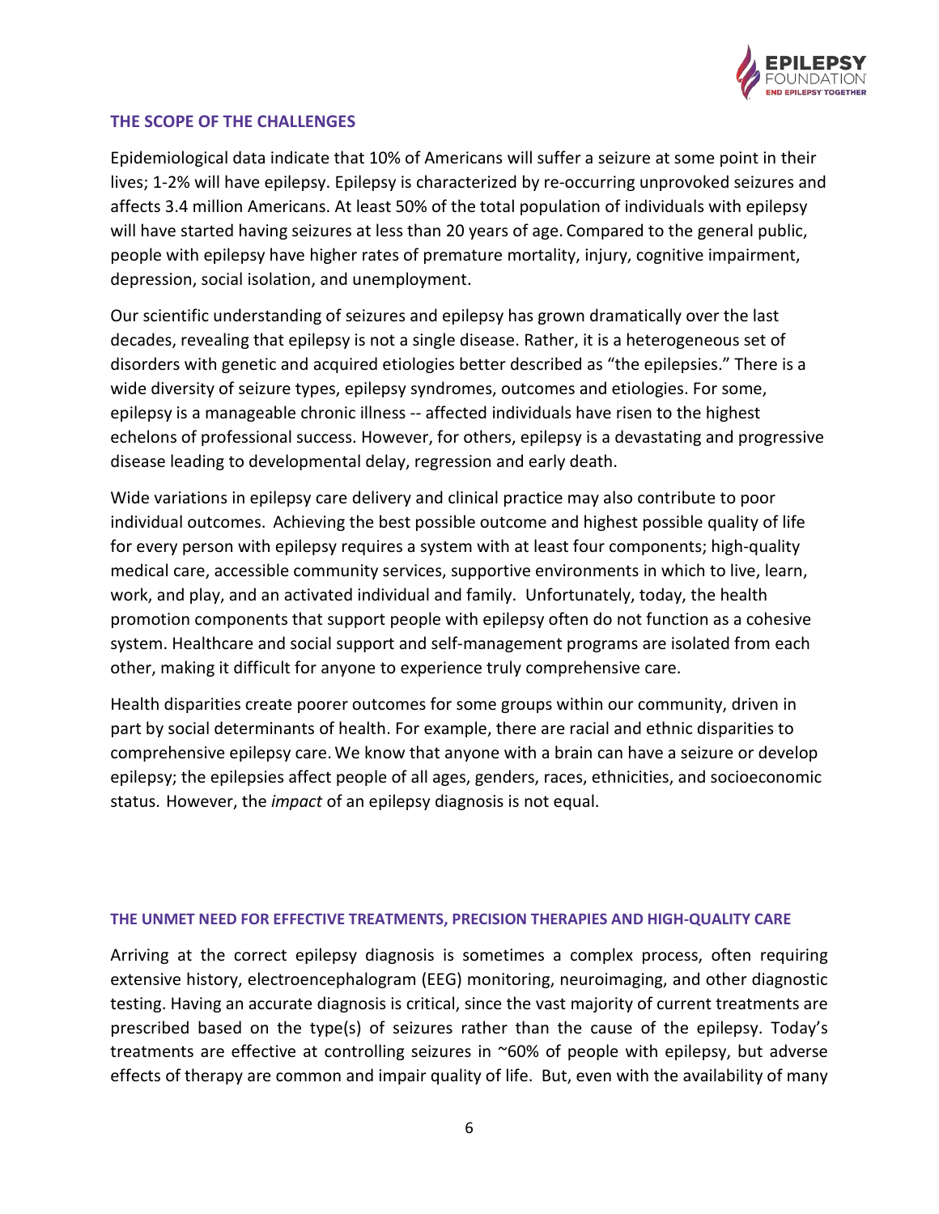## THE SCOPE OF THE CHALLENGES

Epidemiological data indicate that 10% of Americans will suffer a seizure at some point in their lives; 1-2% will have epilepsy. Epilepsy is characterized by re-occurring unprovoked seizures and affects 3.4 million Americans. At least 50% of the total population of individuals with epilepsy will have started having seizures at less than 20 years of age. Compared to the general public, people with epilepsy have higher rates of premature mortality, injury, cognitive impairment, depression, social isolation, and unemployment.

Our scientific understanding of seizures and epilepsy has grown dramatically over the last decades, revealing that epilepsy is not a single disease. Rather, it is a heterogeneous set of disorders with genetic and acquired etiologies better described as "the epilepsies." There is a wide diversity of seizure types, epilepsy syndromes, outcomes and etiologies. For some, epilepsy is a manageable chronic illness -- affected individuals have risen to the highest echelons of professional success. However, for others, epilepsy is a devastating and progressive disease leading to developmental delay, regression and early death.

Wide variations in epilepsy care delivery and clinical practice may also contribute to poor individual outcomes. Achieving the best possible outcome and highest possible quality of life for every person with epilepsy requires a system with at least four components; high-quality medical care, accessible community services, supportive environments in which to live, learn, work, and play, and an activated individual and family. Unfortunately, today, the health promotion components that support people with epilepsy often do not function as a cohesive system. Healthcare and social support and self-management programs are isolated from each other, making it difficult for anyone to experience truly comprehensive care.

Health disparities create poorer outcomes for some groups within our community, driven in part by social determinants of health. For example, there are racial and ethnic disparities to comprehensive epilepsy care. We know that anyone with a brain can have a seizure or develop epilepsy; the epilepsies affect people of all ages, genders, races, ethnicities, and socioeconomic status. However, the *impact* of an epilepsy diagnosis is not equal.

## THE UNMET NEED FOR EFFECTIVE TREATMENTS, PRECISION THERAPIES AND HIGH-QUALITY CARE

Arriving at the correct epilepsy diagnosis is sometimes a complex process, often requiring extensive history, electroencephalogram (EEG) monitoring, neuroimaging, and other diagnostic testing. Having an accurate diagnosis is critical, since the vast majority of current treatments are prescribed based on the type(s) of seizures rather than the cause of the epilepsy. Today's treatments are effective at controlling seizures in ~60% of people with epilepsy, but adverse effects of therapy are common and impair quality of life. But, even with the availability of many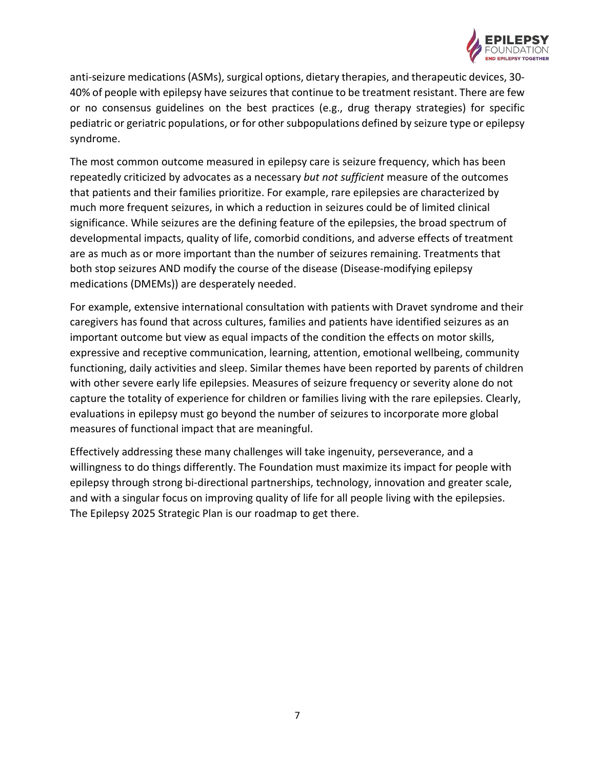anti-seizure medications (ASMs), surgical options, dietary therapies, and therapeutic devices, 30-40% of people with epilepsy have seizures that continue to be treatment resistant. There are few or no consensus guidelines on the best practices (e.g., drug therapy strategies) for specific pediatric or geriatric populations, or for other subpopulations defined by seizure type or epilepsy syndrome.

The most common outcome measured in epilepsy care is seizure frequency, which has been repeatedly criticized by advocates as a necessary *but not sufficient* measure of the outcomes that patients and their families prioritize. For example, rare epilepsies are characterized by much more frequent seizures, in which a reduction in seizures could be of limited clinical significance. While seizures are the defining feature of the epilepsies, the broad spectrum of developmental impacts, quality of life, comorbid conditions, and adverse effects of treatment are as much as or more important than the number of seizures remaining. Treatments that both stop seizures AND modify the course of the disease (Disease-modifying epilepsy medications (DMEMs)) are desperately needed.

For example, extensive international consultation with patients with Dravet syndrome and their caregivers has found that across cultures, families and patients have identified seizures as an important outcome but view as equal impacts of the condition the effects on motor skills, expressive and receptive communication, learning, attention, emotional wellbeing, community functioning, daily activities and sleep. Similar themes have been reported by parents of children with other severe early life epilepsies. Measures of seizure frequency or severity alone do not capture the totality of experience for children or families living with the rare epilepsies. Clearly, evaluations in epilepsy must go beyond the number of seizures to incorporate more global measures of functional impact that are meaningful.

Effectively addressing these many challenges will take ingenuity, perseverance, and a willingness to do things differently. The Foundation must maximize its impact for people with epilepsy through strong bi-directional partnerships, technology, innovation and greater scale, and with a singular focus on improving quality of life for all people living with the epilepsies. The Epilepsy 2025 Strategic Plan is our roadmap to get there.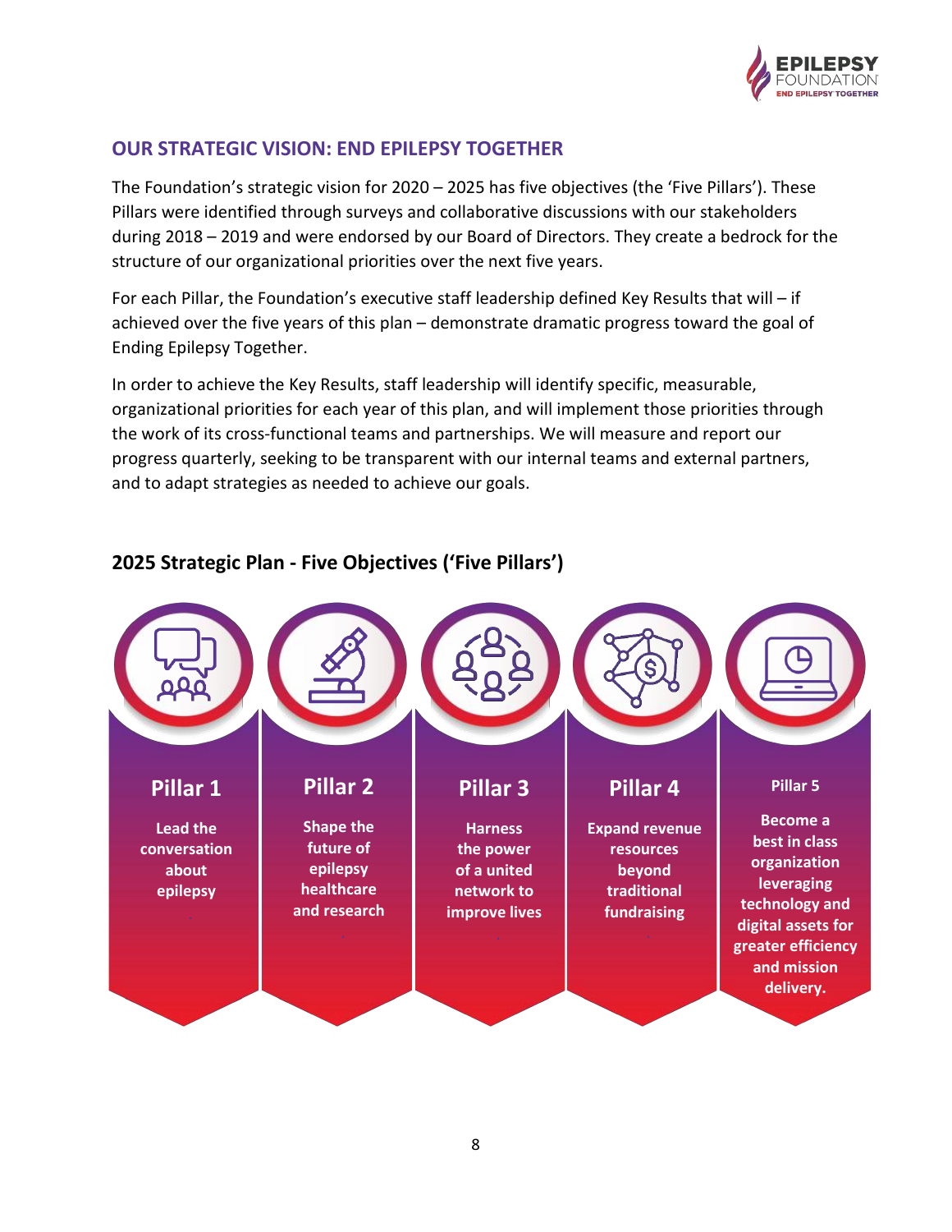## OUR STRATEGIC VISION: END EPILEPSY TOGETHER

The Foundation's strategic vision for 2020 – 2025 has five objectives (the 'Five Pillars'). These Pillars were identified through surveys and collaborative discussions with our stakeholders during 2018 – 2019 and were endorsed by our Board of Directors. They create a bedrock for the structure of our organizational priorities over the next five years.

For each Pillar, the Foundation's executive staff leadership defined Key Results that will – if achieved over the five years of this plan – demonstrate dramatic progress toward the goal of Ending Epilepsy Together.

In order to achieve the Key Results, staff leadership will identify specific, measurable, organizational priorities for each year of this plan, and will implement those priorities through the work of its cross-functional teams and partnerships. We will measure and report our progress quarterly, seeking to be transparent with our internal teams and external partners, and to adapt strategies as needed to achieve our goals.

### 2025 Strategic Plan - Five Objectives ('Five Pillars')

**Pillar 1**
Lead the conversation about epilepsy

**Pillar 2**
Shape the future of epilepsy healthcare and research

**Pillar 3**
Harness the power of a united network to improve lives

**Pillar 4**
Expand revenue resources beyond traditional fundraising

**Pillar 5**
Become a best in class organization leveraging technology and digital assets for greater efficiency and mission delivery.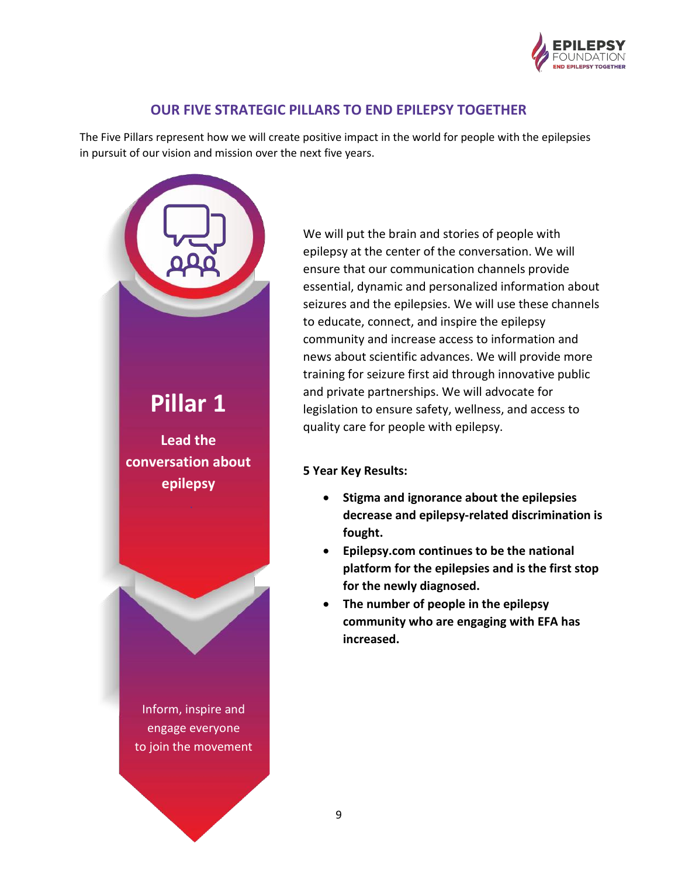## OUR FIVE STRATEGIC PILLARS TO END EPILEPSY TOGETHER

The Five Pillars represent how we will create positive impact in the world for people with the epilepsies in pursuit of our vision and mission over the next five years.

### Pillar 1

**Lead the conversation about epilepsy**

Inform, inspire and engage everyone to join the movement

We will put the brain and stories of people with epilepsy at the center of the conversation. We will ensure that our communication channels provide essential, dynamic and personalized information about seizures and the epilepsies. We will use these channels to educate, connect, and inspire the epilepsy community and increase access to information and news about scientific advances. We will provide more training for seizure first aid through innovative public and private partnerships. We will advocate for legislation to ensure safety, wellness, and access to quality care for people with epilepsy.

**5 Year Key Results:**

- **Stigma and ignorance about the epilepsies decrease and epilepsy-related discrimination is fought.**
- **Epilepsy.com continues to be the national platform for the epilepsies and is the first stop for the newly diagnosed.**
- **The number of people in the epilepsy community who are engaging with EFA has increased.**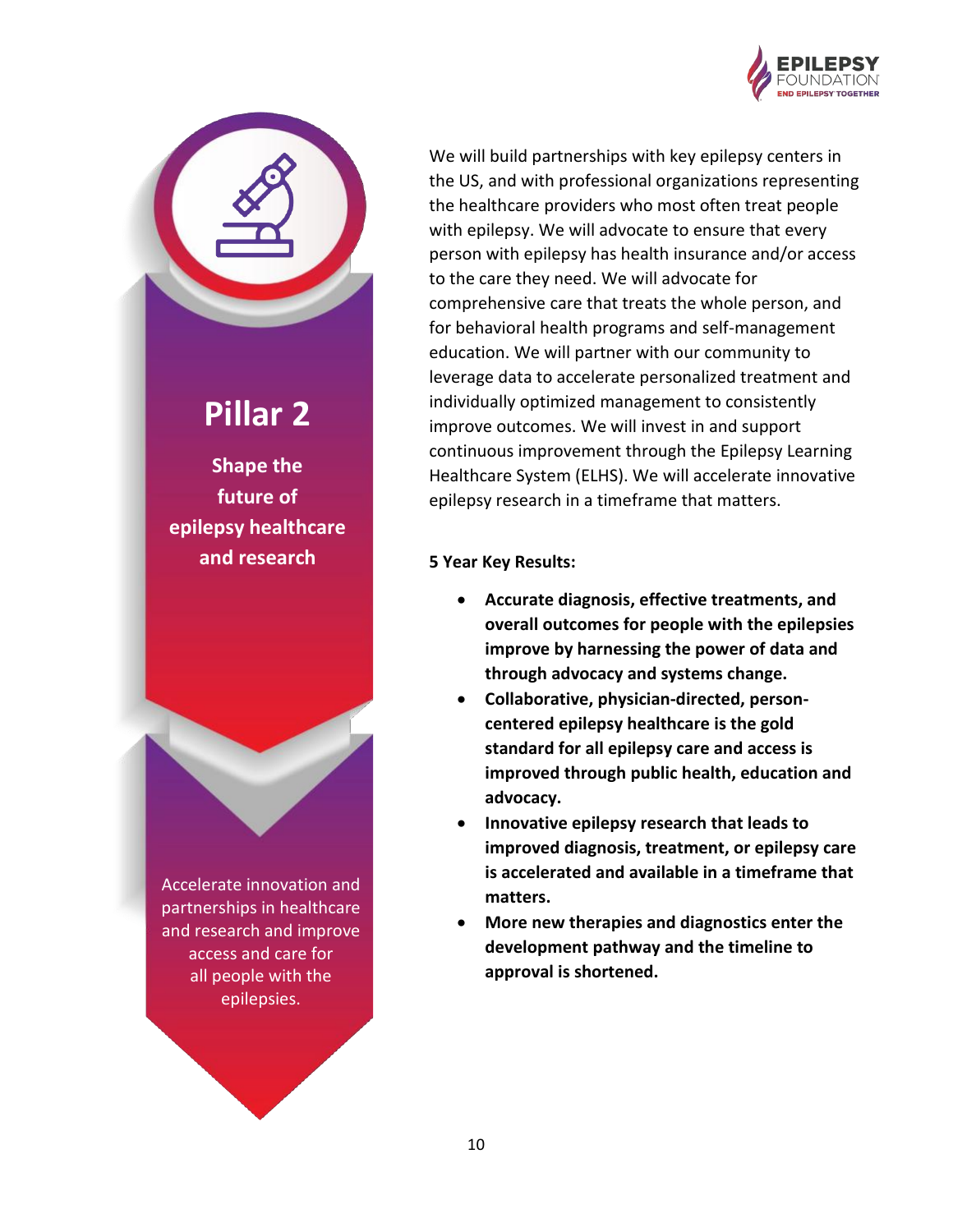# Pillar 2

**Shape the future of epilepsy healthcare and research**

Accelerate innovation and partnerships in healthcare and research and improve access and care for all people with the epilepsies.

We will build partnerships with key epilepsy centers in the US, and with professional organizations representing the healthcare providers who most often treat people with epilepsy. We will advocate to ensure that every person with epilepsy has health insurance and/or access to the care they need. We will advocate for comprehensive care that treats the whole person, and for behavioral health programs and self-management education. We will partner with our community to leverage data to accelerate personalized treatment and individually optimized management to consistently improve outcomes. We will invest in and support continuous improvement through the Epilepsy Learning Healthcare System (ELHS). We will accelerate innovative epilepsy research in a timeframe that matters.

**5 Year Key Results:**

- **Accurate diagnosis, effective treatments, and overall outcomes for people with the epilepsies improve by harnessing the power of data and through advocacy and systems change.**
- **Collaborative, physician-directed, person-centered epilepsy healthcare is the gold standard for all epilepsy care and access is improved through public health, education and advocacy.**
- **Innovative epilepsy research that leads to improved diagnosis, treatment, or epilepsy care is accelerated and available in a timeframe that matters.**
- **More new therapies and diagnostics enter the development pathway and the timeline to approval is shortened.**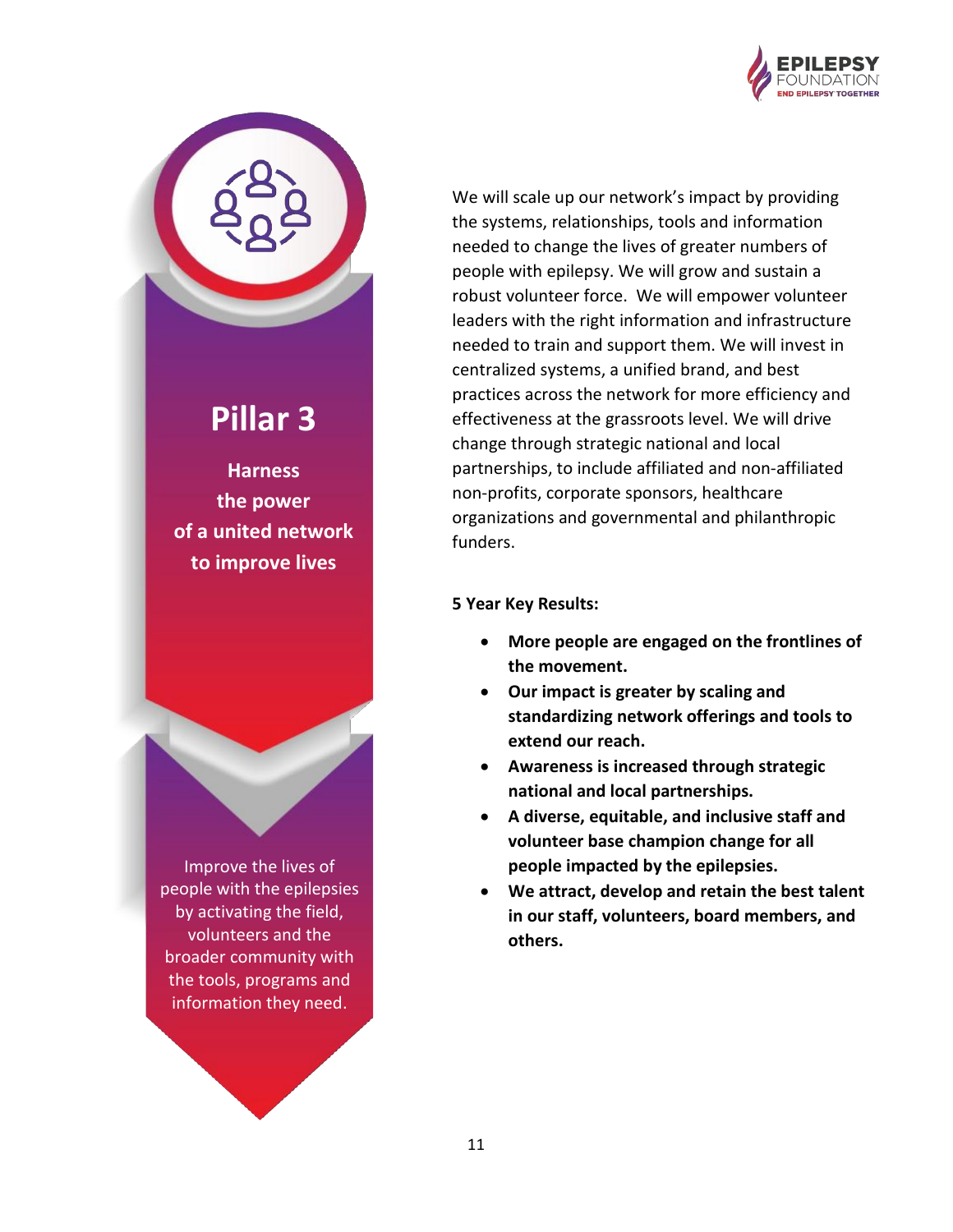# Pillar 3

**Harness the power of a united network to improve lives**

Improve the lives of people with the epilepsies by activating the field, volunteers and the broader community with the tools, programs and information they need.

We will scale up our network's impact by providing the systems, relationships, tools and information needed to change the lives of greater numbers of people with epilepsy. We will grow and sustain a robust volunteer force. We will empower volunteer leaders with the right information and infrastructure needed to train and support them. We will invest in centralized systems, a unified brand, and best practices across the network for more efficiency and effectiveness at the grassroots level. We will drive change through strategic national and local partnerships, to include affiliated and non-affiliated non-profits, corporate sponsors, healthcare organizations and governmental and philanthropic funders.

**5 Year Key Results:**

- **More people are engaged on the frontlines of the movement.**
- **Our impact is greater by scaling and standardizing network offerings and tools to extend our reach.**
- **Awareness is increased through strategic national and local partnerships.**
- **A diverse, equitable, and inclusive staff and volunteer base champion change for all people impacted by the epilepsies.**
- **We attract, develop and retain the best talent in our staff, volunteers, board members, and others.**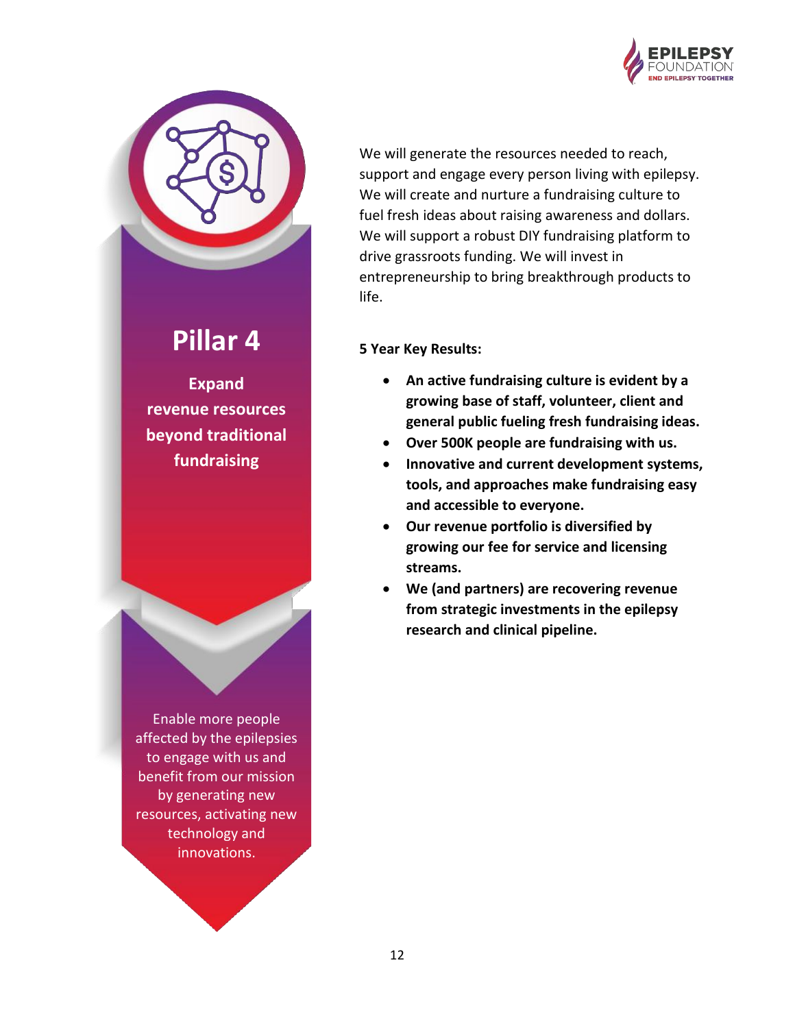# Pillar 4

**Expand revenue resources beyond traditional fundraising**

Enable more people affected by the epilepsies to engage with us and benefit from our mission by generating new resources, activating new technology and innovations.

We will generate the resources needed to reach, support and engage every person living with epilepsy. We will create and nurture a fundraising culture to fuel fresh ideas about raising awareness and dollars. We will support a robust DIY fundraising platform to drive grassroots funding. We will invest in entrepreneurship to bring breakthrough products to life.

**5 Year Key Results:**

- **An active fundraising culture is evident by a growing base of staff, volunteer, client and general public fueling fresh fundraising ideas.**
- **Over 500K people are fundraising with us.**
- **Innovative and current development systems, tools, and approaches make fundraising easy and accessible to everyone.**
- **Our revenue portfolio is diversified by growing our fee for service and licensing streams.**
- **We (and partners) are recovering revenue from strategic investments in the epilepsy research and clinical pipeline.**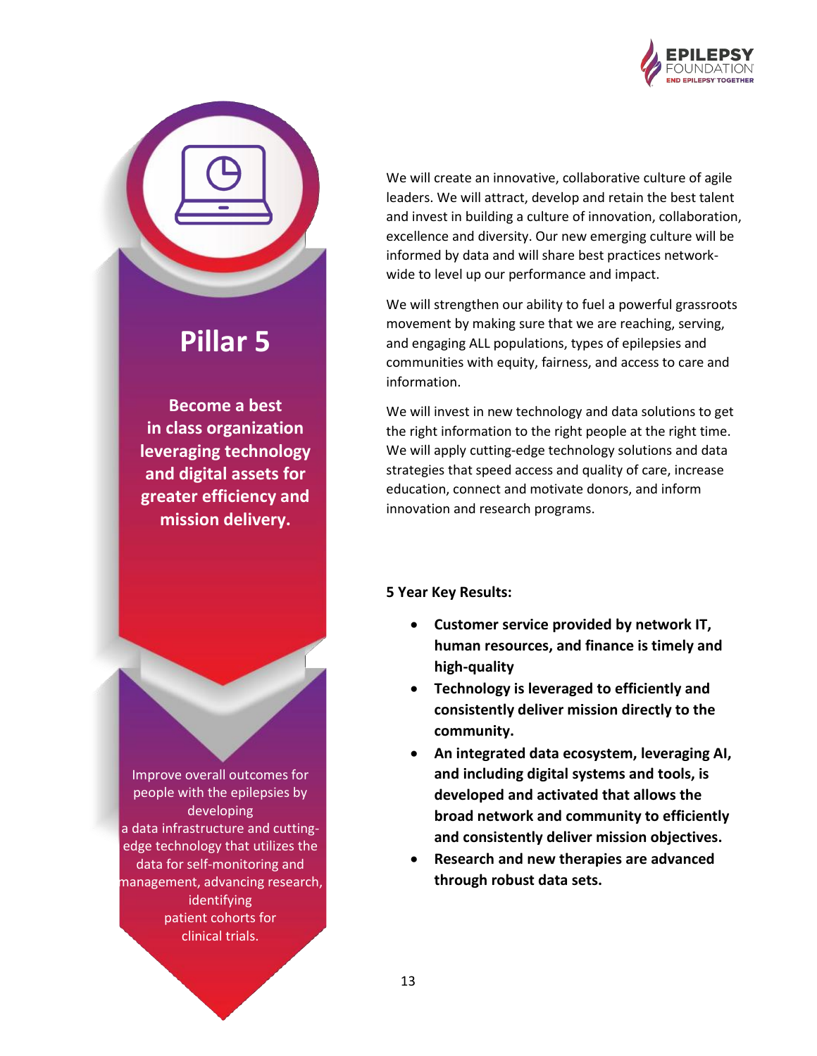# Pillar 5

**Become a best in class organization leveraging technology and digital assets for greater efficiency and mission delivery.**

Improve overall outcomes for people with the epilepsies by developing a data infrastructure and cutting-edge technology that utilizes the data for self-monitoring and management, advancing research, identifying patient cohorts for clinical trials.

We will create an innovative, collaborative culture of agile leaders. We will attract, develop and retain the best talent and invest in building a culture of innovation, collaboration, excellence and diversity. Our new emerging culture will be informed by data and will share best practices network-wide to level up our performance and impact.

We will strengthen our ability to fuel a powerful grassroots movement by making sure that we are reaching, serving, and engaging ALL populations, types of epilepsies and communities with equity, fairness, and access to care and information.

We will invest in new technology and data solutions to get the right information to the right people at the right time. We will apply cutting-edge technology solutions and data strategies that speed access and quality of care, increase education, connect and motivate donors, and inform innovation and research programs.

**5 Year Key Results:**

- **Customer service provided by network IT, human resources, and finance is timely and high-quality**
- **Technology is leveraged to efficiently and consistently deliver mission directly to the community.**
- **An integrated data ecosystem, leveraging AI, and including digital systems and tools, is developed and activated that allows the broad network and community to efficiently and consistently deliver mission objectives.**
- **Research and new therapies are advanced through robust data sets.**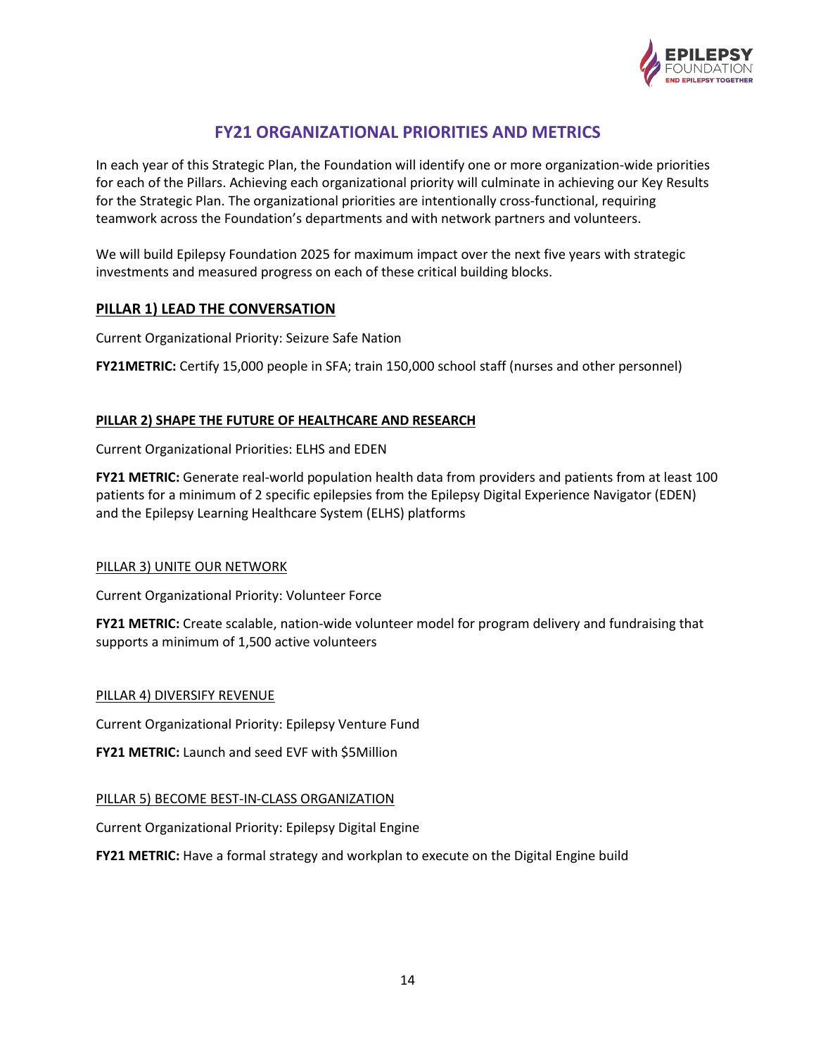# FY21 ORGANIZATIONAL PRIORITIES AND METRICS

In each year of this Strategic Plan, the Foundation will identify one or more organization-wide priorities for each of the Pillars. Achieving each organizational priority will culminate in achieving our Key Results for the Strategic Plan. The organizational priorities are intentionally cross-functional, requiring teamwork across the Foundation's departments and with network partners and volunteers.

We will build Epilepsy Foundation 2025 for maximum impact over the next five years with strategic investments and measured progress on each of these critical building blocks.

## PILLAR 1) LEAD THE CONVERSATION

Current Organizational Priority: Seizure Safe Nation

**FY21METRIC:** Certify 15,000 people in SFA; train 150,000 school staff (nurses and other personnel)

## PILLAR 2) SHAPE THE FUTURE OF HEALTHCARE AND RESEARCH

Current Organizational Priorities: ELHS and EDEN

**FY21 METRIC:** Generate real-world population health data from providers and patients from at least 100 patients for a minimum of 2 specific epilepsies from the Epilepsy Digital Experience Navigator (EDEN) and the Epilepsy Learning Healthcare System (ELHS) platforms

## PILLAR 3) UNITE OUR NETWORK

Current Organizational Priority: Volunteer Force

**FY21 METRIC:** Create scalable, nation-wide volunteer model for program delivery and fundraising that supports a minimum of 1,500 active volunteers

## PILLAR 4) DIVERSIFY REVENUE

Current Organizational Priority: Epilepsy Venture Fund

**FY21 METRIC:** Launch and seed EVF with $5Million

## PILLAR 5) BECOME BEST-IN-CLASS ORGANIZATION

Current Organizational Priority: Epilepsy Digital Engine

**FY21 METRIC:** Have a formal strategy and workplan to execute on the Digital Engine build